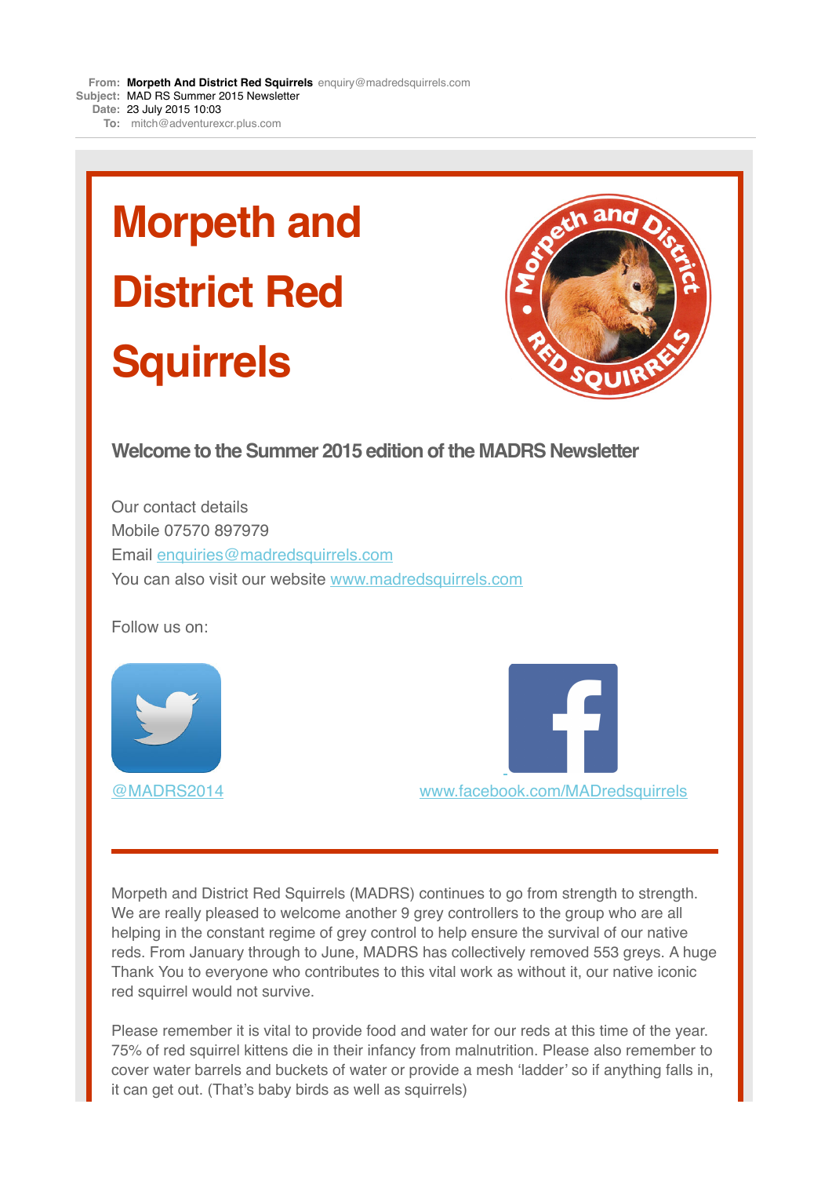**From:** **Morpeth And District Red Squirrels** enquiry@madredsquirrels.com
**Subject:** MAD RS Summer 2015 Newsletter
**Date:** 23 July 2015 10:03
**To:** mitch@adventurexcr.plus.com

# Morpeth and District Red Squirrels

### Welcome to the Summer 2015 edition of the MADRS Newsletter

Our contact details
Mobile 07570 897979
Email enquiries@madredsquirrels.com
You can also visit our website www.madredsquirrels.com

Follow us on:

@MADRS2014

www.facebook.com/MADredsquirrels

---

Morpeth and District Red Squirrels (MADRS) continues to go from strength to strength. We are really pleased to welcome another 9 grey controllers to the group who are all helping in the constant regime of grey control to help ensure the survival of our native reds. From January through to June, MADRS has collectively removed 553 greys. A huge Thank You to everyone who contributes to this vital work as without it, our native iconic red squirrel would not survive.

Please remember it is vital to provide food and water for our reds at this time of the year. 75% of red squirrel kittens die in their infancy from malnutrition. Please also remember to cover water barrels and buckets of water or provide a mesh 'ladder' so if anything falls in, it can get out. (That's baby birds as well as squirrels)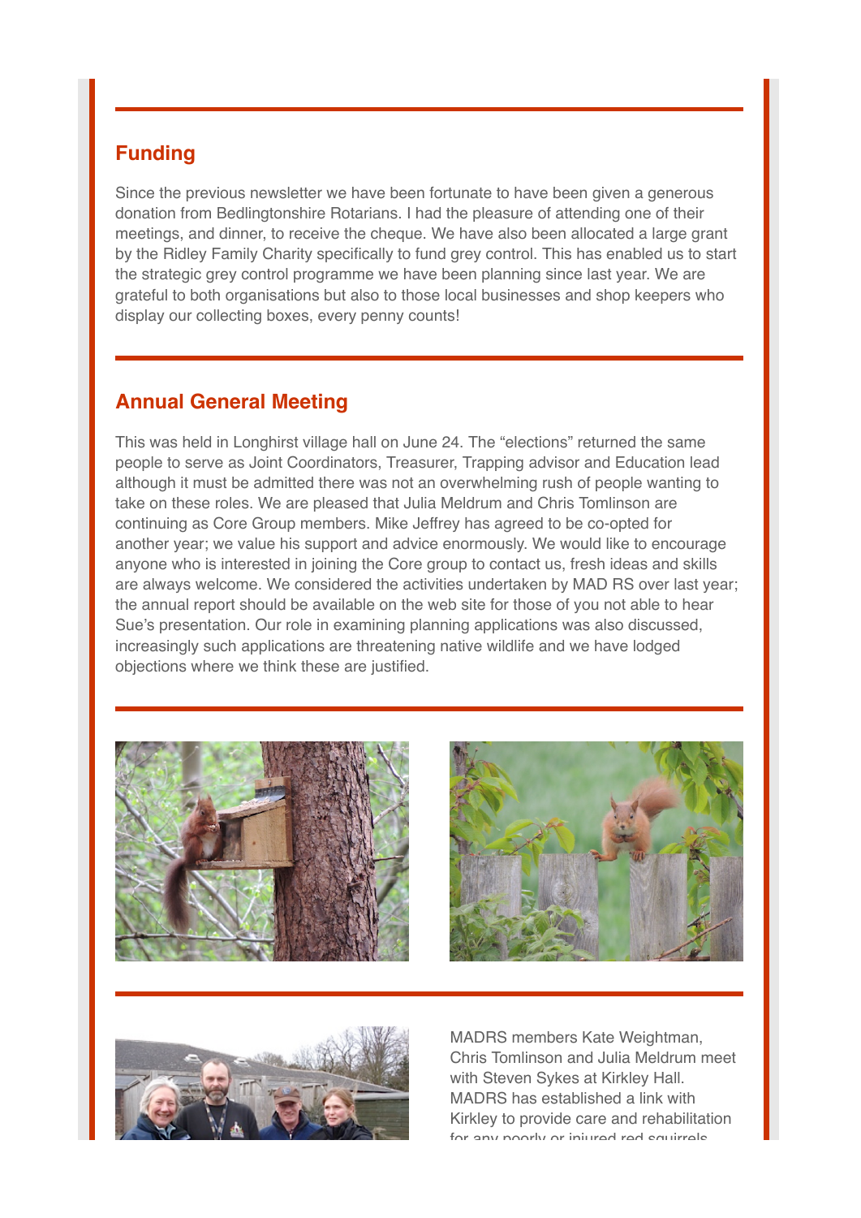## Funding

Since the previous newsletter we have been fortunate to have been given a generous donation from Bedlingtonshire Rotarians. I had the pleasure of attending one of their meetings, and dinner, to receive the cheque. We have also been allocated a large grant by the Ridley Family Charity specifically to fund grey control. This has enabled us to start the strategic grey control programme we have been planning since last year. We are grateful to both organisations but also to those local businesses and shop keepers who display our collecting boxes, every penny counts!

## Annual General Meeting

This was held in Longhirst village hall on June 24. The "elections" returned the same people to serve as Joint Coordinators, Treasurer, Trapping advisor and Education lead although it must be admitted there was not an overwhelming rush of people wanting to take on these roles. We are pleased that Julia Meldrum and Chris Tomlinson are continuing as Core Group members. Mike Jeffrey has agreed to be co-opted for another year; we value his support and advice enormously. We would like to encourage anyone who is interested in joining the Core group to contact us, fresh ideas and skills are always welcome. We considered the activities undertaken by MAD RS over last year; the annual report should be available on the web site for those of you not able to hear Sue's presentation. Our role in examining planning applications was also discussed, increasingly such applications are threatening native wildlife and we have lodged objections where we think these are justified.

MADRS members Kate Weightman, Chris Tomlinson and Julia Meldrum meet with Steven Sykes at Kirkley Hall. MADRS has established a link with Kirkley to provide care and rehabilitation for any poorly or injured red squirrels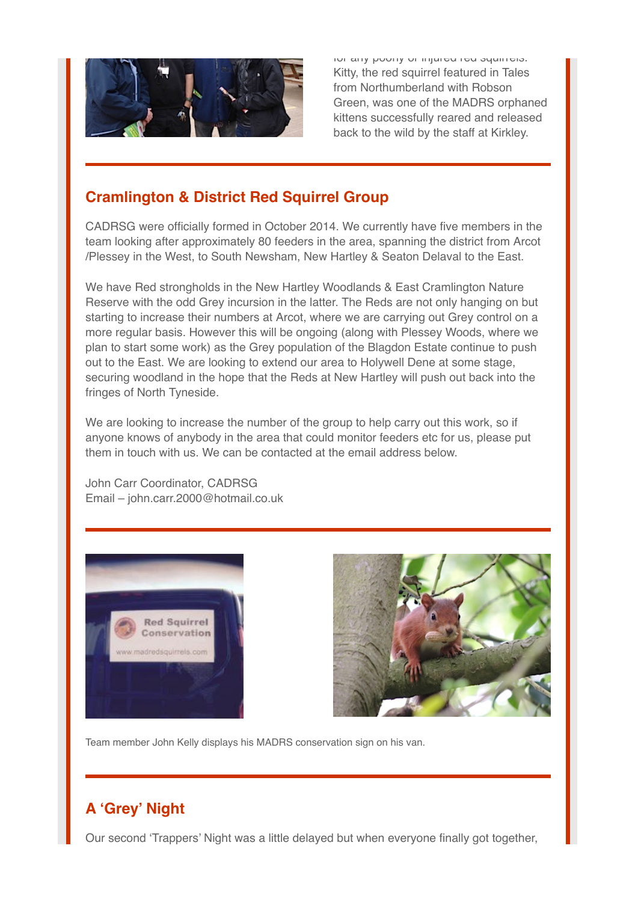for any poorly or injured red squirrels. Kitty, the red squirrel featured in Tales from Northumberland with Robson Green, was one of the MADRS orphaned kittens successfully reared and released back to the wild by the staff at Kirkley.

## Cramlington & District Red Squirrel Group

CADRSG were officially formed in October 2014. We currently have five members in the team looking after approximately 80 feeders in the area, spanning the district from Arcot /Plessey in the West, to South Newsham, New Hartley & Seaton Delaval to the East.

We have Red strongholds in the New Hartley Woodlands & East Cramlington Nature Reserve with the odd Grey incursion in the latter. The Reds are not only hanging on but starting to increase their numbers at Arcot, where we are carrying out Grey control on a more regular basis. However this will be ongoing (along with Plessey Woods, where we plan to start some work) as the Grey population of the Blagdon Estate continue to push out to the East. We are looking to extend our area to Holywell Dene at some stage, securing woodland in the hope that the Reds at New Hartley will push out back into the fringes of North Tyneside.

We are looking to increase the number of the group to help carry out this work, so if anyone knows of anybody in the area that could monitor feeders etc for us, please put them in touch with us. We can be contacted at the email address below.

John Carr Coordinator, CADRSG
Email – john.carr.2000@hotmail.co.uk

Team member John Kelly displays his MADRS conservation sign on his van.

## A 'Grey' Night

Our second 'Trappers' Night was a little delayed but when everyone finally got together,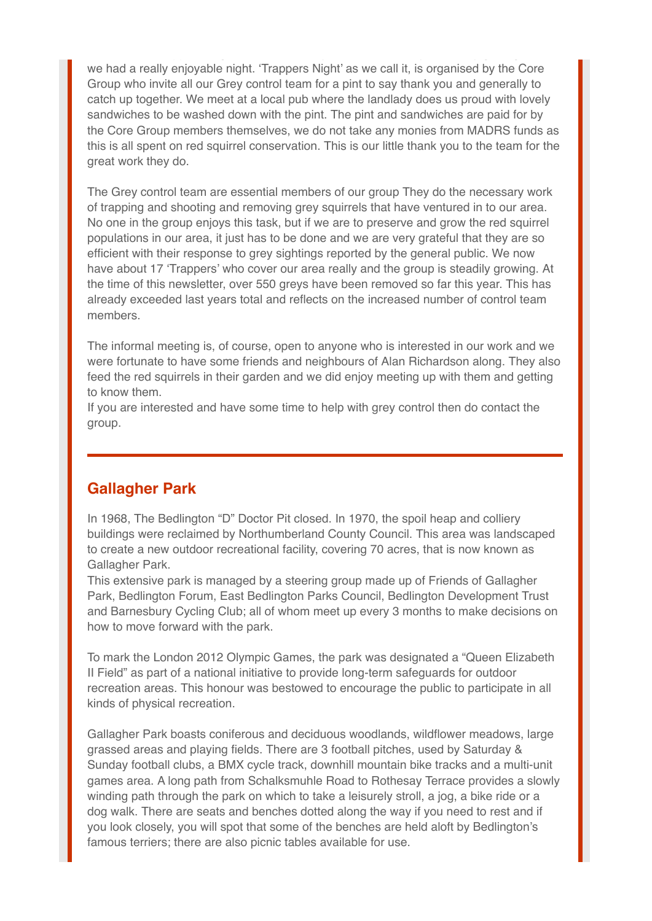we had a really enjoyable night. 'Trappers Night' as we call it, is organised by the Core Group who invite all our Grey control team for a pint to say thank you and generally to catch up together. We meet at a local pub where the landlady does us proud with lovely sandwiches to be washed down with the pint. The pint and sandwiches are paid for by the Core Group members themselves, we do not take any monies from MADRS funds as this is all spent on red squirrel conservation. This is our little thank you to the team for the great work they do.

The Grey control team are essential members of our group They do the necessary work of trapping and shooting and removing grey squirrels that have ventured in to our area. No one in the group enjoys this task, but if we are to preserve and grow the red squirrel populations in our area, it just has to be done and we are very grateful that they are so efficient with their response to grey sightings reported by the general public. We now have about 17 'Trappers' who cover our area really and the group is steadily growing. At the time of this newsletter, over 550 greys have been removed so far this year. This has already exceeded last years total and reflects on the increased number of control team members.

The informal meeting is, of course, open to anyone who is interested in our work and we were fortunate to have some friends and neighbours of Alan Richardson along. They also feed the red squirrels in their garden and we did enjoy meeting up with them and getting to know them.
If you are interested and have some time to help with grey control then do contact the group.

---

## Gallagher Park

In 1968, The Bedlington "D" Doctor Pit closed. In 1970, the spoil heap and colliery buildings were reclaimed by Northumberland County Council. This area was landscaped to create a new outdoor recreational facility, covering 70 acres, that is now known as Gallagher Park.
This extensive park is managed by a steering group made up of Friends of Gallagher Park, Bedlington Forum, East Bedlington Parks Council, Bedlington Development Trust and Barnesbury Cycling Club; all of whom meet up every 3 months to make decisions on how to move forward with the park.

To mark the London 2012 Olympic Games, the park was designated a "Queen Elizabeth II Field" as part of a national initiative to provide long-term safeguards for outdoor recreation areas. This honour was bestowed to encourage the public to participate in all kinds of physical recreation.

Gallagher Park boasts coniferous and deciduous woodlands, wildflower meadows, large grassed areas and playing fields. There are 3 football pitches, used by Saturday & Sunday football clubs, a BMX cycle track, downhill mountain bike tracks and a multi-unit games area. A long path from Schalksmuhle Road to Rothesay Terrace provides a slowly winding path through the park on which to take a leisurely stroll, a jog, a bike ride or a dog walk. There are seats and benches dotted along the way if you need to rest and if you look closely, you will spot that some of the benches are held aloft by Bedlington's famous terriers; there are also picnic tables available for use.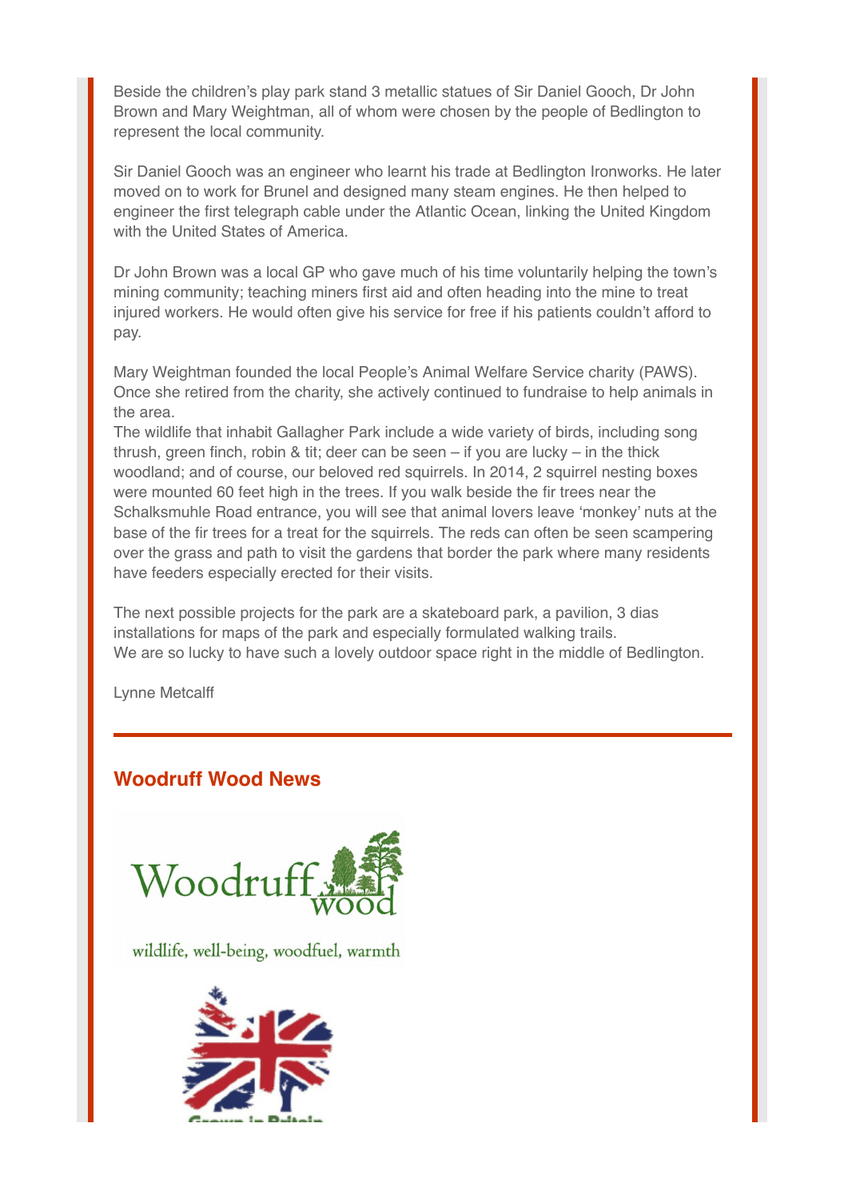Beside the children's play park stand 3 metallic statues of Sir Daniel Gooch, Dr John Brown and Mary Weightman, all of whom were chosen by the people of Bedlington to represent the local community.

Sir Daniel Gooch was an engineer who learnt his trade at Bedlington Ironworks. He later moved on to work for Brunel and designed many steam engines. He then helped to engineer the first telegraph cable under the Atlantic Ocean, linking the United Kingdom with the United States of America.

Dr John Brown was a local GP who gave much of his time voluntarily helping the town's mining community; teaching miners first aid and often heading into the mine to treat injured workers. He would often give his service for free if his patients couldn't afford to pay.

Mary Weightman founded the local People's Animal Welfare Service charity (PAWS). Once she retired from the charity, she actively continued to fundraise to help animals in the area.
The wildlife that inhabit Gallagher Park include a wide variety of birds, including song thrush, green finch, robin & tit; deer can be seen – if you are lucky – in the thick woodland; and of course, our beloved red squirrels. In 2014, 2 squirrel nesting boxes were mounted 60 feet high in the trees. If you walk beside the fir trees near the Schalksmuhle Road entrance, you will see that animal lovers leave 'monkey' nuts at the base of the fir trees for a treat for the squirrels. The reds can often be seen scampering over the grass and path to visit the gardens that border the park where many residents have feeders especially erected for their visits.

The next possible projects for the park are a skateboard park, a pavilion, 3 dias installations for maps of the park and especially formulated walking trails.
We are so lucky to have such a lovely outdoor space right in the middle of Bedlington.

Lynne Metcalff

---

## Woodruff Wood News

Woodruff wood

wildlife, well-being, woodfuel, warmth

Grown in Britain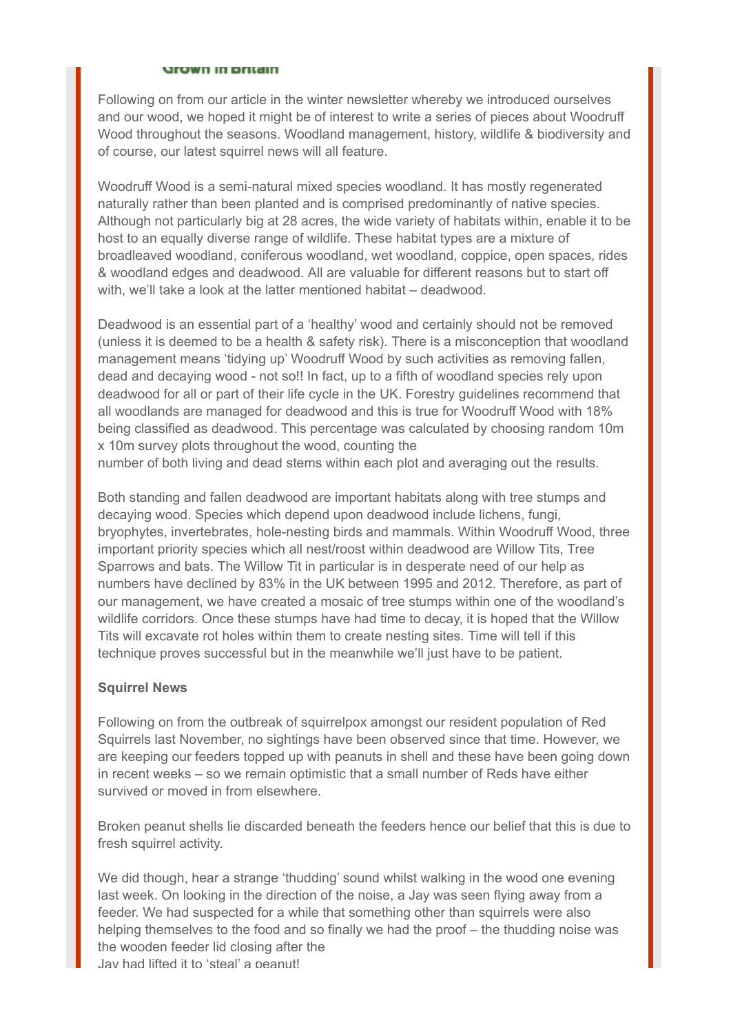Grown in Britain

Following on from our article in the winter newsletter whereby we introduced ourselves and our wood, we hoped it might be of interest to write a series of pieces about Woodruff Wood throughout the seasons. Woodland management, history, wildlife & biodiversity and of course, our latest squirrel news will all feature.

Woodruff Wood is a semi-natural mixed species woodland. It has mostly regenerated naturally rather than been planted and is comprised predominantly of native species. Although not particularly big at 28 acres, the wide variety of habitats within, enable it to be host to an equally diverse range of wildlife. These habitat types are a mixture of broadleaved woodland, coniferous woodland, wet woodland, coppice, open spaces, rides & woodland edges and deadwood. All are valuable for different reasons but to start off with, we'll take a look at the latter mentioned habitat – deadwood.

Deadwood is an essential part of a 'healthy' wood and certainly should not be removed (unless it is deemed to be a health & safety risk). There is a misconception that woodland management means 'tidying up' Woodruff Wood by such activities as removing fallen, dead and decaying wood - not so!! In fact, up to a fifth of woodland species rely upon deadwood for all or part of their life cycle in the UK. Forestry guidelines recommend that all woodlands are managed for deadwood and this is true for Woodruff Wood with 18% being classified as deadwood. This percentage was calculated by choosing random 10m x 10m survey plots throughout the wood, counting the number of both living and dead stems within each plot and averaging out the results.

Both standing and fallen deadwood are important habitats along with tree stumps and decaying wood. Species which depend upon deadwood include lichens, fungi, bryophytes, invertebrates, hole-nesting birds and mammals. Within Woodruff Wood, three important priority species which all nest/roost within deadwood are Willow Tits, Tree Sparrows and bats. The Willow Tit in particular is in desperate need of our help as numbers have declined by 83% in the UK between 1995 and 2012. Therefore, as part of our management, we have created a mosaic of tree stumps within one of the woodland's wildlife corridors. Once these stumps have had time to decay, it is hoped that the Willow Tits will excavate rot holes within them to create nesting sites. Time will tell if this technique proves successful but in the meanwhile we'll just have to be patient.

**Squirrel News**

Following on from the outbreak of squirrelpox amongst our resident population of Red Squirrels last November, no sightings have been observed since that time. However, we are keeping our feeders topped up with peanuts in shell and these have been going down in recent weeks – so we remain optimistic that a small number of Reds have either survived or moved in from elsewhere.

Broken peanut shells lie discarded beneath the feeders hence our belief that this is due to fresh squirrel activity.

We did though, hear a strange 'thudding' sound whilst walking in the wood one evening last week. On looking in the direction of the noise, a Jay was seen flying away from a feeder. We had suspected for a while that something other than squirrels were also helping themselves to the food and so finally we had the proof – the thudding noise was the wooden feeder lid closing after the Jay had lifted it to 'steal' a peanut!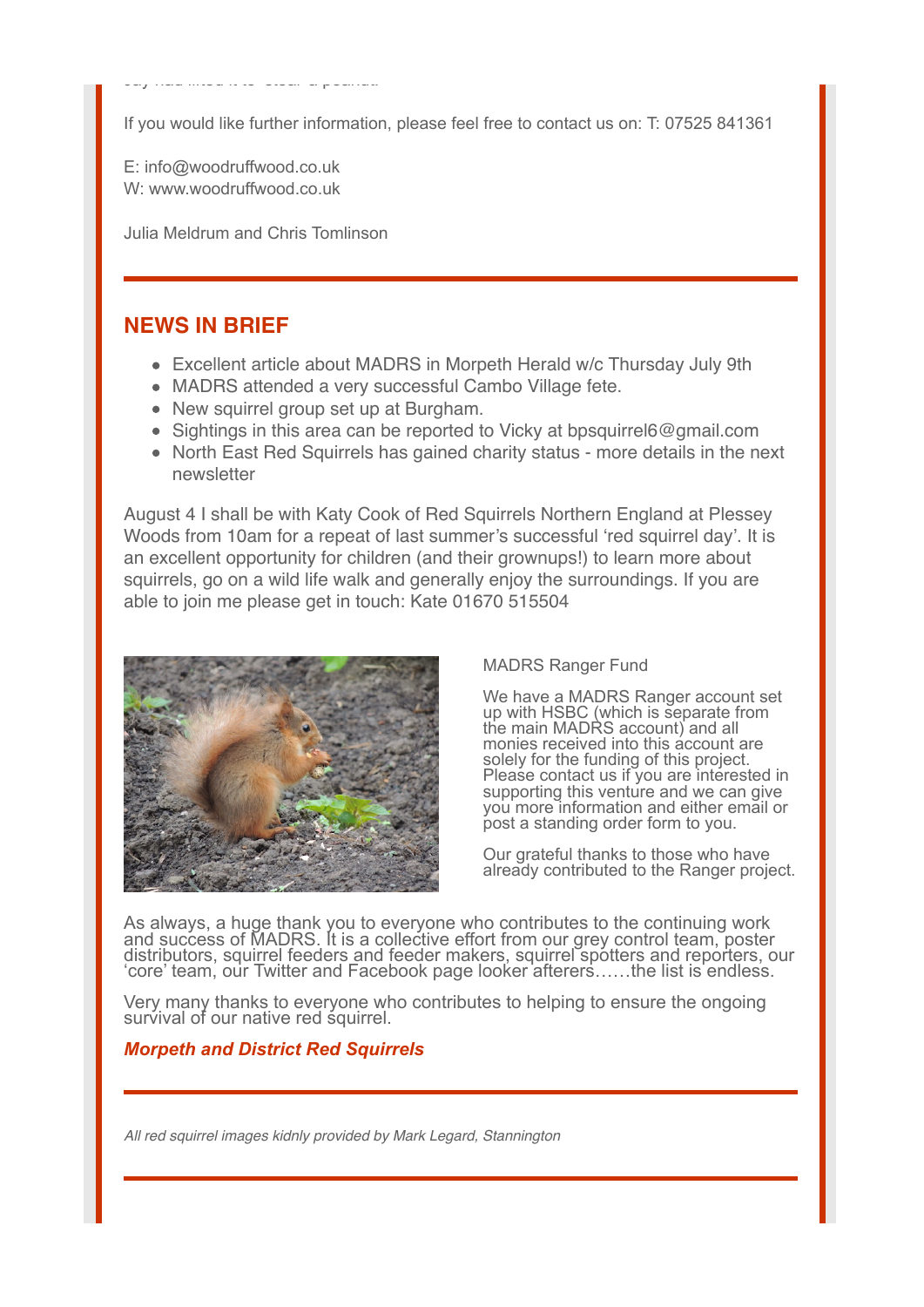If you would like further information, please feel free to contact us on: T: 07525 841361

E: info@woodruffwood.co.uk
W: www.woodruffwood.co.uk

Julia Meldrum and Chris Tomlinson

## NEWS IN BRIEF

- Excellent article about MADRS in Morpeth Herald w/c Thursday July 9th
- MADRS attended a very successful Cambo Village fete.
- New squirrel group set up at Burgham.
- Sightings in this area can be reported to Vicky at bpsquirrel6@gmail.com
- North East Red Squirrels has gained charity status - more details in the next newsletter

August 4 I shall be with Katy Cook of Red Squirrels Northern England at Plessey Woods from 10am for a repeat of last summer's successful 'red squirrel day'. It is an excellent opportunity for children (and their grownups!) to learn more about squirrels, go on a wild life walk and generally enjoy the surroundings. If you are able to join me please get in touch: Kate 01670 515504

MADRS Ranger Fund

We have a MADRS Ranger account set up with HSBC (which is separate from the main MADRS account) and all monies received into this account are solely for the funding of this project. Please contact us if you are interested in supporting this venture and we can give you more information and either email or post a standing order form to you.

Our grateful thanks to those who have already contributed to the Ranger project.

As always, a huge thank you to everyone who contributes to the continuing work and success of MADRS. It is a collective effort from our grey control team, poster distributors, squirrel feeders and feeder makers, squirrel spotters and reporters, our 'core' team, our Twitter and Facebook page looker afterers……the list is endless.

Very many thanks to everyone who contributes to helping to ensure the ongoing survival of our native red squirrel.

***Morpeth and District Red Squirrels***

*All red squirrel images kidnly provided by Mark Legard, Stannington*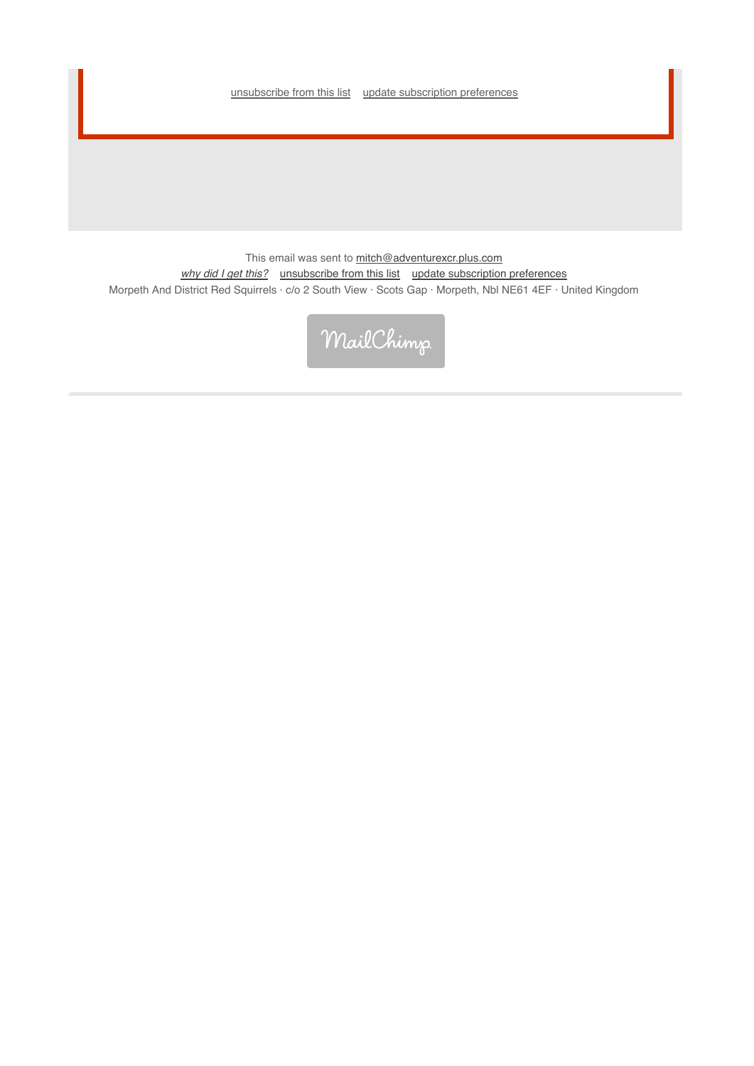unsubscribe from this list    update subscription preferences

This email was sent to mitch@adventurexcr.plus.com

*why did I get this?*    unsubscribe from this list    update subscription preferences

Morpeth And District Red Squirrels · c/o 2 South View · Scots Gap · Morpeth, Nbl NE61 4EF · United Kingdom

MailChimp